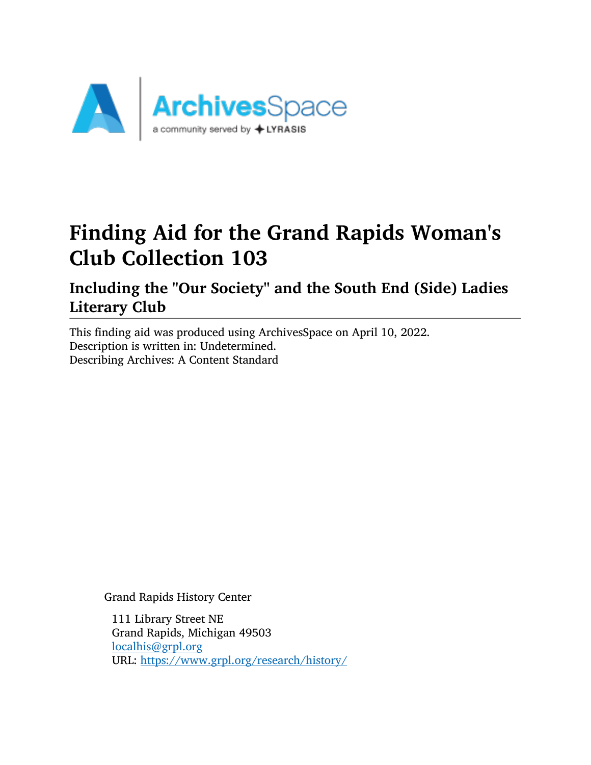# Finding Aid for the Grand Rapids Woman's Club Collection 103

## Including the "Our Society" and the South End (Side) Ladies Literary Club

This finding aid was produced using ArchivesSpace on April 10, 2022.
Description is written in: Undetermined.
Describing Archives: A Content Standard

Grand Rapids History Center

111 Library Street NE
Grand Rapids, Michigan 49503
localhis@grpl.org
URL: https://www.grpl.org/research/history/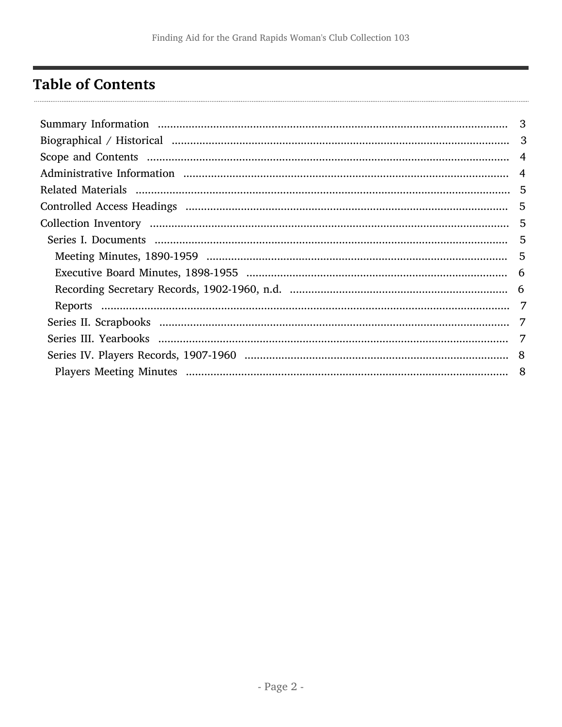## Table of Contents

- Summary Information ........ 3
- Biographical / Historical ........ 3
- Scope and Contents ........ 4
- Administrative Information ........ 4
- Related Materials ........ 5
- Controlled Access Headings ........ 5
- Collection Inventory ........ 5
  - Series I. Documents ........ 5
    - Meeting Minutes, 1890-1959 ........ 5
    - Executive Board Minutes, 1898-1955 ........ 6
    - Recording Secretary Records, 1902-1960, n.d. ........ 6
    - Reports ........ 7
  - Series II. Scrapbooks ........ 7
  - Series III. Yearbooks ........ 7
  - Series IV. Players Records, 1907-1960 ........ 8
    - Players Meeting Minutes ........ 8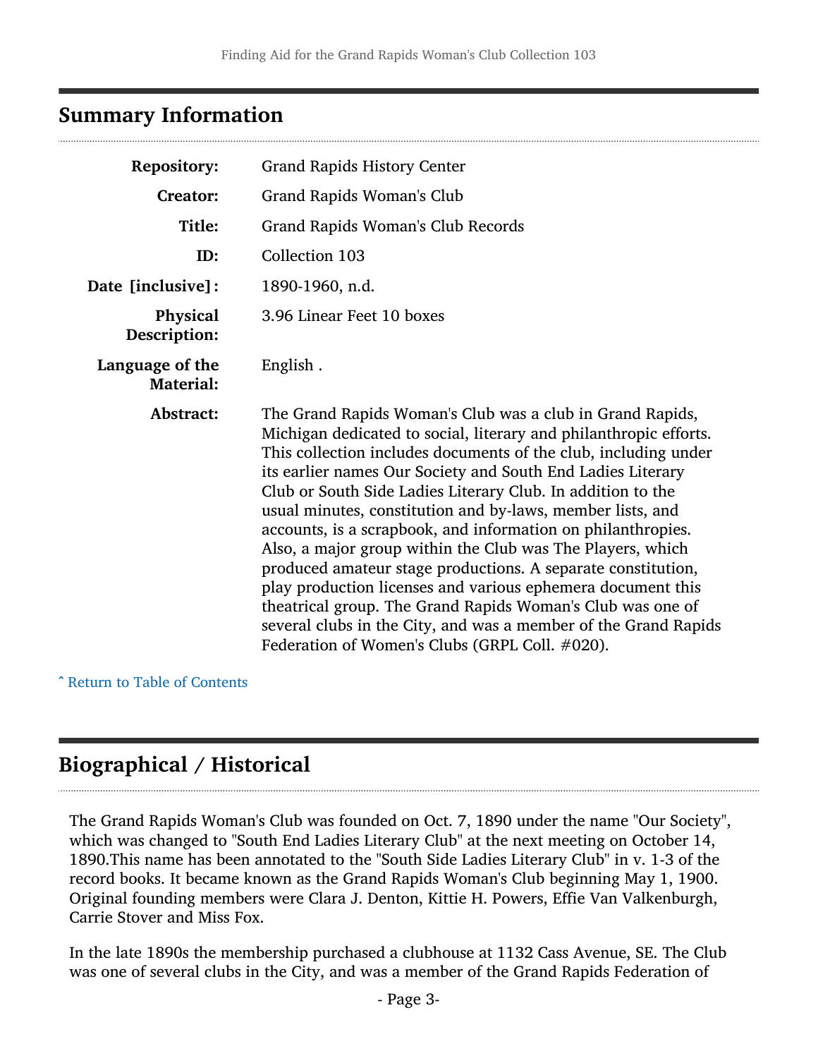## Summary Information

| | |
|---|---|
| **Repository:** | Grand Rapids History Center |
| **Creator:** | Grand Rapids Woman's Club |
| **Title:** | Grand Rapids Woman's Club Records |
| **ID:** | Collection 103 |
| **Date [inclusive]:** | 1890-1960, n.d. |
| **Physical Description:** | 3.96 Linear Feet 10 boxes |
| **Language of the Material:** | English . |
| **Abstract:** | The Grand Rapids Woman's Club was a club in Grand Rapids, Michigan dedicated to social, literary and philanthropic efforts. This collection includes documents of the club, including under its earlier names Our Society and South End Ladies Literary Club or South Side Ladies Literary Club. In addition to the usual minutes, constitution and by-laws, member lists, and accounts, is a scrapbook, and information on philanthropies. Also, a major group within the Club was The Players, which produced amateur stage productions. A separate constitution, play production licenses and various ephemera document this theatrical group. The Grand Rapids Woman's Club was one of several clubs in the City, and was a member of the Grand Rapids Federation of Women's Clubs (GRPL Coll. #020). |

ˆ Return to Table of Contents

## Biographical / Historical

The Grand Rapids Woman's Club was founded on Oct. 7, 1890 under the name "Our Society", which was changed to "South End Ladies Literary Club" at the next meeting on October 14, 1890.This name has been annotated to the "South Side Ladies Literary Club" in v. 1-3 of the record books. It became known as the Grand Rapids Woman's Club beginning May 1, 1900. Original founding members were Clara J. Denton, Kittie H. Powers, Effie Van Valkenburgh, Carrie Stover and Miss Fox.

In the late 1890s the membership purchased a clubhouse at 1132 Cass Avenue, SE. The Club was one of several clubs in the City, and was a member of the Grand Rapids Federation of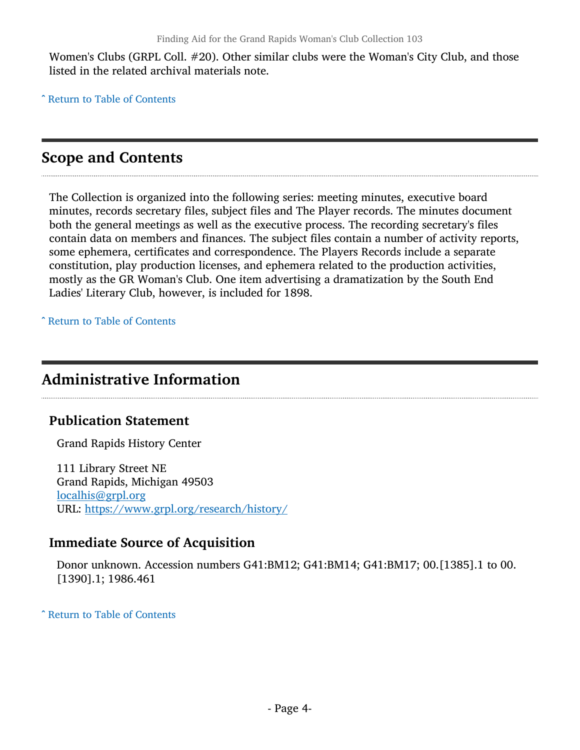Women's Clubs (GRPL Coll. #20). Other similar clubs were the Woman's City Club, and those listed in the related archival materials note.

ˆ Return to Table of Contents

## Scope and Contents

The Collection is organized into the following series: meeting minutes, executive board minutes, records secretary files, subject files and The Player records. The minutes document both the general meetings as well as the executive process. The recording secretary's files contain data on members and finances. The subject files contain a number of activity reports, some ephemera, certificates and correspondence. The Players Records include a separate constitution, play production licenses, and ephemera related to the production activities, mostly as the GR Woman's Club. One item advertising a dramatization by the South End Ladies' Literary Club, however, is included for 1898.

ˆ Return to Table of Contents

## Administrative Information

### Publication Statement

Grand Rapids History Center

111 Library Street NE
Grand Rapids, Michigan 49503
localhis@grpl.org
URL: https://www.grpl.org/research/history/

### Immediate Source of Acquisition

Donor unknown. Accession numbers G41:BM12; G41:BM14; G41:BM17; 00.[1385].1 to 00.[1390].1; 1986.461

ˆ Return to Table of Contents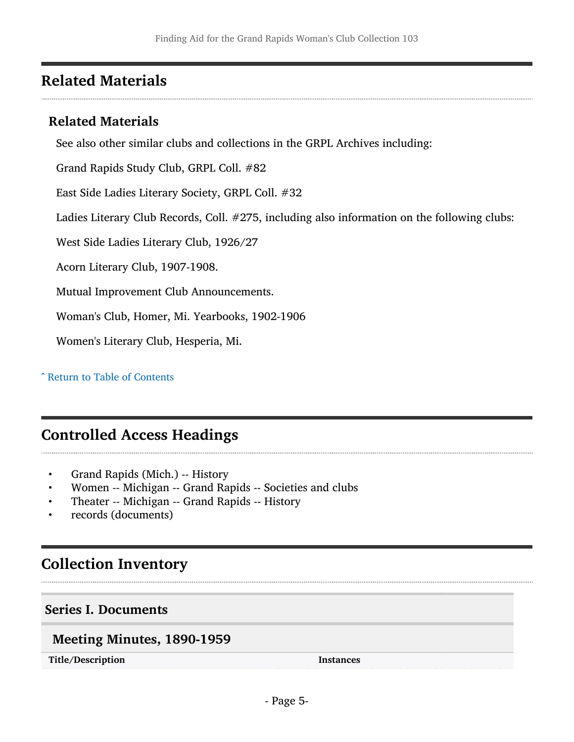## Related Materials

### Related Materials

See also other similar clubs and collections in the GRPL Archives including:

Grand Rapids Study Club, GRPL Coll. #82

East Side Ladies Literary Society, GRPL Coll. #32

Ladies Literary Club Records, Coll. #275, including also information on the following clubs:

West Side Ladies Literary Club, 1926/27

Acorn Literary Club, 1907-1908.

Mutual Improvement Club Announcements.

Woman's Club, Homer, Mi. Yearbooks, 1902-1906

Women's Literary Club, Hesperia, Mi.

ˆ Return to Table of Contents

## Controlled Access Headings

- Grand Rapids (Mich.) -- History
- Women -- Michigan -- Grand Rapids -- Societies and clubs
- Theater -- Michigan -- Grand Rapids -- History
- records (documents)

## Collection Inventory

### Series I. Documents

#### Meeting Minutes, 1890-1959

| Title/Description | Instances |
| --- | --- |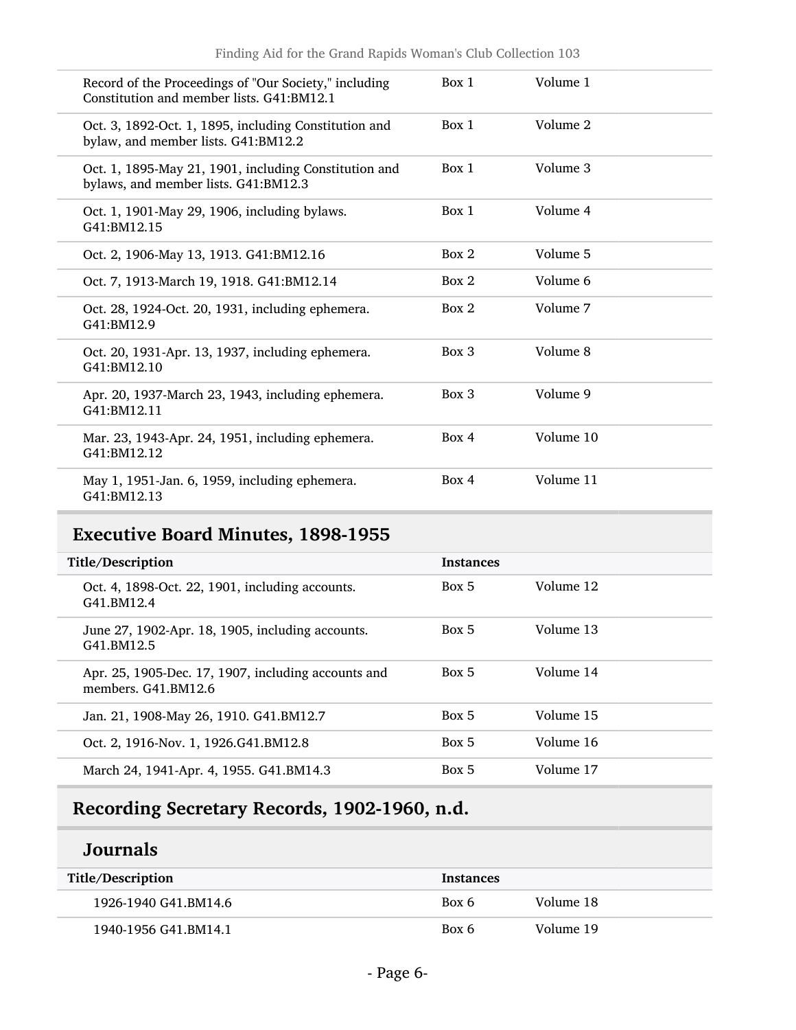| Title/Description | Instances | |
|---|---|---|
| Record of the Proceedings of "Our Society," including Constitution and member lists. G41:BM12.1 | Box 1 | Volume 1 |
| Oct. 3, 1892-Oct. 1, 1895, including Constitution and bylaw, and member lists. G41:BM12.2 | Box 1 | Volume 2 |
| Oct. 1, 1895-May 21, 1901, including Constitution and bylaws, and member lists. G41:BM12.3 | Box 1 | Volume 3 |
| Oct. 1, 1901-May 29, 1906, including bylaws. G41:BM12.15 | Box 1 | Volume 4 |
| Oct. 2, 1906-May 13, 1913. G41:BM12.16 | Box 2 | Volume 5 |
| Oct. 7, 1913-March 19, 1918. G41:BM12.14 | Box 2 | Volume 6 |
| Oct. 28, 1924-Oct. 20, 1931, including ephemera. G41:BM12.9 | Box 2 | Volume 7 |
| Oct. 20, 1931-Apr. 13, 1937, including ephemera. G41:BM12.10 | Box 3 | Volume 8 |
| Apr. 20, 1937-March 23, 1943, including ephemera. G41:BM12.11 | Box 3 | Volume 9 |
| Mar. 23, 1943-Apr. 24, 1951, including ephemera. G41:BM12.12 | Box 4 | Volume 10 |
| May 1, 1951-Jan. 6, 1959, including ephemera. G41:BM12.13 | Box 4 | Volume 11 |

## Executive Board Minutes, 1898-1955

| Title/Description | Instances | |
|---|---|---|
| Oct. 4, 1898-Oct. 22, 1901, including accounts. G41.BM12.4 | Box 5 | Volume 12 |
| June 27, 1902-Apr. 18, 1905, including accounts. G41.BM12.5 | Box 5 | Volume 13 |
| Apr. 25, 1905-Dec. 17, 1907, including accounts and members. G41.BM12.6 | Box 5 | Volume 14 |
| Jan. 21, 1908-May 26, 1910. G41.BM12.7 | Box 5 | Volume 15 |
| Oct. 2, 1916-Nov. 1, 1926.G41.BM12.8 | Box 5 | Volume 16 |
| March 24, 1941-Apr. 4, 1955. G41.BM14.3 | Box 5 | Volume 17 |

## Recording Secretary Records, 1902-1960, n.d.

### Journals

| Title/Description | Instances | |
|---|---|---|
| 1926-1940 G41.BM14.6 | Box 6 | Volume 18 |
| 1940-1956 G41.BM14.1 | Box 6 | Volume 19 |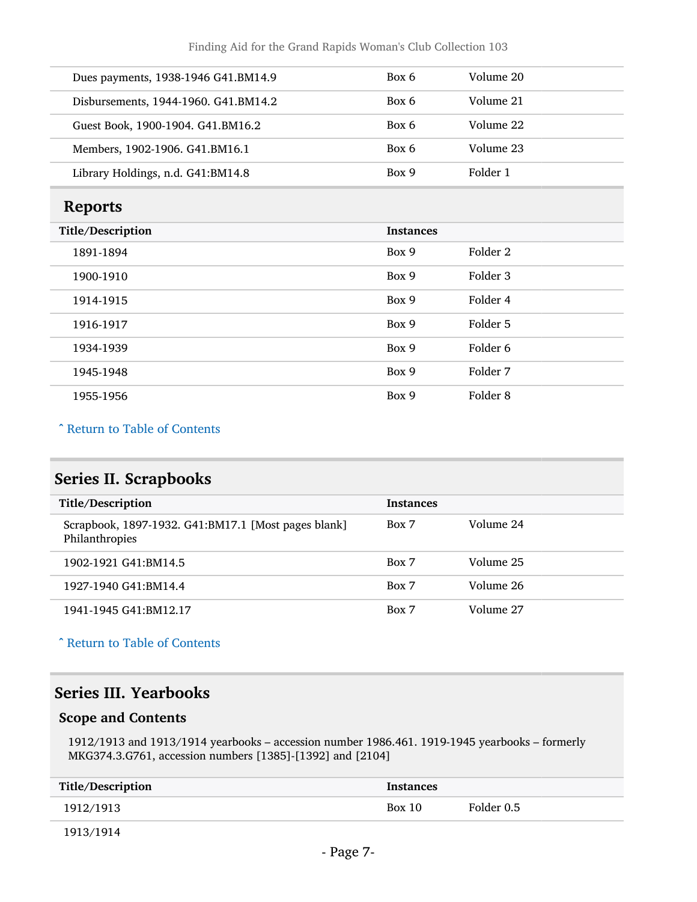| | | |
|---|---|---|
| Dues payments, 1938-1946 G41.BM14.9 | Box 6 | Volume 20 |
| Disbursements, 1944-1960. G41.BM14.2 | Box 6 | Volume 21 |
| Guest Book, 1900-1904. G41.BM16.2 | Box 6 | Volume 22 |
| Members, 1902-1906. G41.BM16.1 | Box 6 | Volume 23 |
| Library Holdings, n.d. G41:BM14.8 | Box 9 | Folder 1 |

### Reports

| Title/Description | Instances | |
|---|---|---|
| 1891-1894 | Box 9 | Folder 2 |
| 1900-1910 | Box 9 | Folder 3 |
| 1914-1915 | Box 9 | Folder 4 |
| 1916-1917 | Box 9 | Folder 5 |
| 1934-1939 | Box 9 | Folder 6 |
| 1945-1948 | Box 9 | Folder 7 |
| 1955-1956 | Box 9 | Folder 8 |

ˆ Return to Table of Contents

## Series II. Scrapbooks

| Title/Description | Instances | |
|---|---|---|
| Scrapbook, 1897-1932. G41:BM17.1 [Most pages blank] Philanthropies | Box 7 | Volume 24 |
| 1902-1921 G41:BM14.5 | Box 7 | Volume 25 |
| 1927-1940 G41:BM14.4 | Box 7 | Volume 26 |
| 1941-1945 G41:BM12.17 | Box 7 | Volume 27 |

ˆ Return to Table of Contents

## Series III. Yearbooks

### Scope and Contents

1912/1913 and 1913/1914 yearbooks – accession number 1986.461. 1919-1945 yearbooks – formerly MKG374.3.G761, accession numbers [1385]-[1392] and [2104]

| Title/Description | Instances | |
|---|---|---|
| 1912/1913 | Box 10 | Folder 0.5 |
| 1913/1914 | | |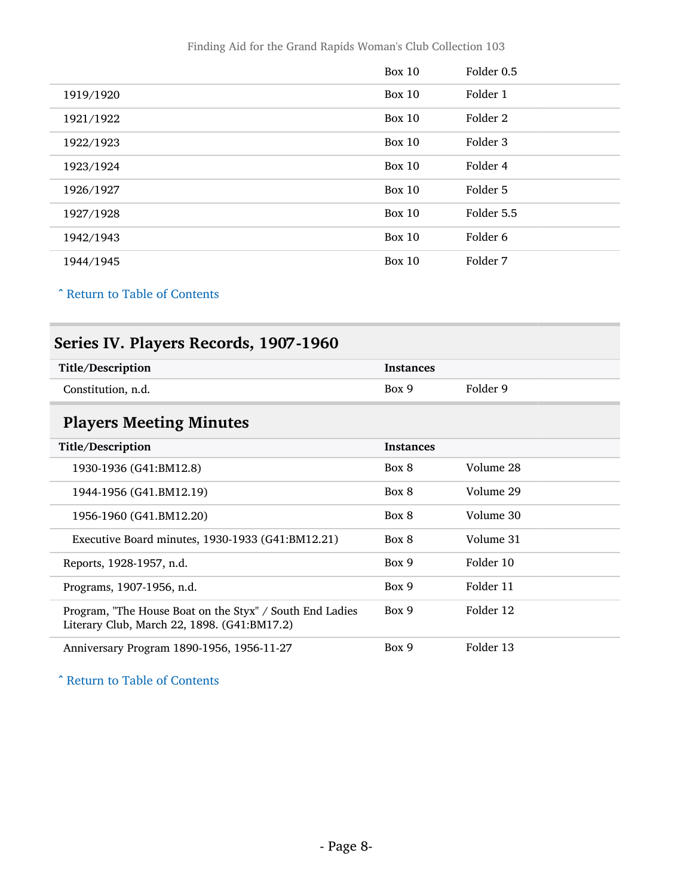| | | |
|---|---|---|
| | Box 10 | Folder 0.5 |
| 1919/1920 | Box 10 | Folder 1 |
| 1921/1922 | Box 10 | Folder 2 |
| 1922/1923 | Box 10 | Folder 3 |
| 1923/1924 | Box 10 | Folder 4 |
| 1926/1927 | Box 10 | Folder 5 |
| 1927/1928 | Box 10 | Folder 5.5 |
| 1942/1943 | Box 10 | Folder 6 |
| 1944/1945 | Box 10 | Folder 7 |

ˆ Return to Table of Contents

## Series IV. Players Records, 1907-1960

| Title/Description | Instances | |
|---|---|---|
| Constitution, n.d. | Box 9 | Folder 9 |

### Players Meeting Minutes

| Title/Description | Instances | |
|---|---|---|
| 1930-1936 (G41:BM12.8) | Box 8 | Volume 28 |
| 1944-1956 (G41.BM12.19) | Box 8 | Volume 29 |
| 1956-1960 (G41.BM12.20) | Box 8 | Volume 30 |
| Executive Board minutes, 1930-1933 (G41:BM12.21) | Box 8 | Volume 31 |
| Reports, 1928-1957, n.d. | Box 9 | Folder 10 |
| Programs, 1907-1956, n.d. | Box 9 | Folder 11 |
| Program, "The House Boat on the Styx" / South End Ladies Literary Club, March 22, 1898. (G41:BM17.2) | Box 9 | Folder 12 |
| Anniversary Program 1890-1956, 1956-11-27 | Box 9 | Folder 13 |

ˆ Return to Table of Contents